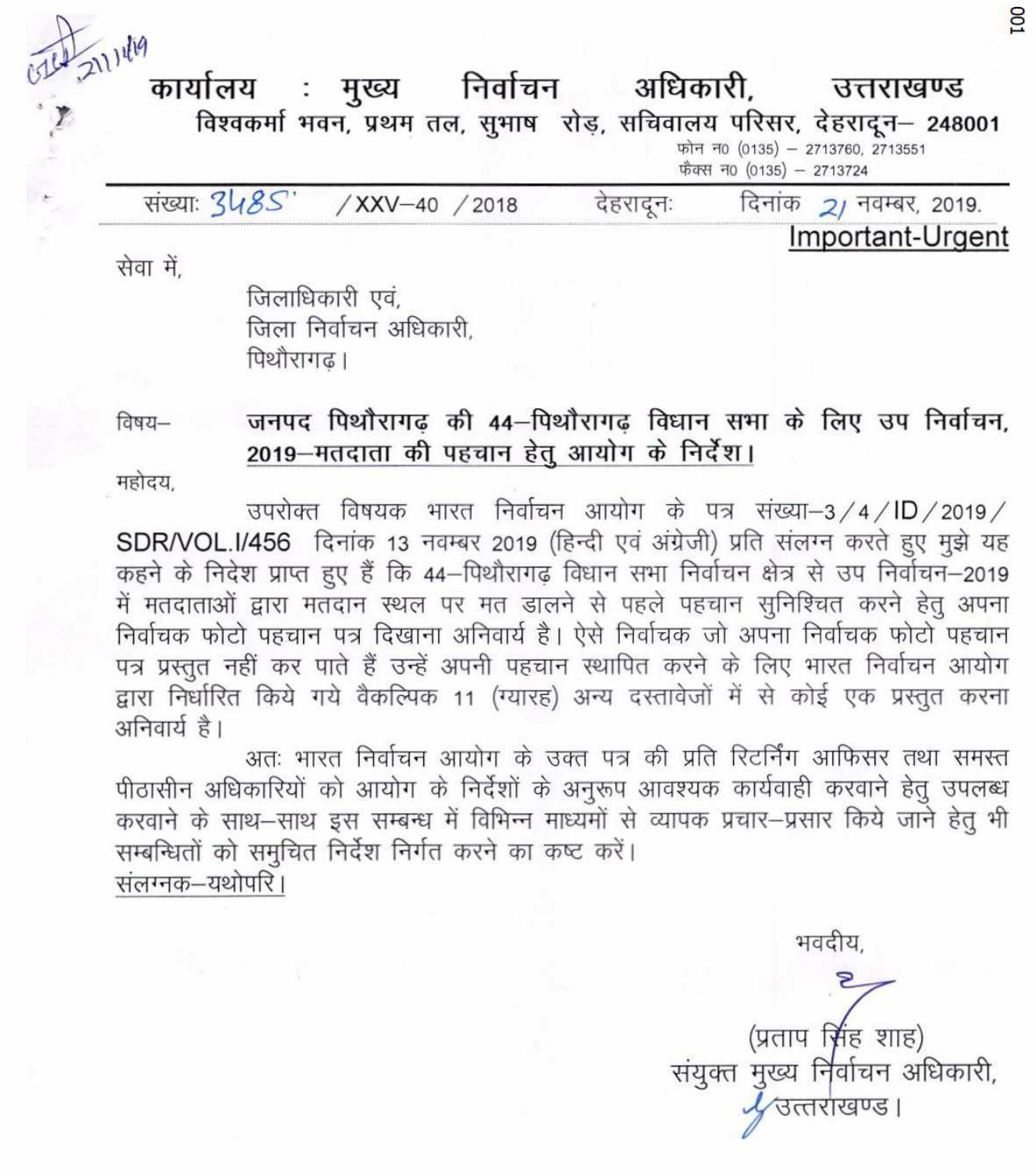# कार्यालय : मुख्य निर्वाचन अधिकारी, उत्तराखण्ड

**विश्वकर्मा भवन, प्रथम तल, सुभाष रोड़, सचिवालय परिसर, देहरादून– 248001**

फोन न0 (0135) – 2713760, 2713551
फैक्स न0 (0135) – 2713724

संख्याः 3485 /XXV–40 /2018 देहरादूनः दिनांक 21 नवम्बर, 2019.

**Important-Urgent**

सेवा में,

जिलाधिकारी एवं,
जिला निर्वाचन अधिकारी,
पिथौरागढ़।

विषय– **जनपद पिथौरागढ़ की 44–पिथौरागढ़ विधान सभा के लिए उप निर्वाचन, 2019–मतदाता की पहचान हेतु आयोग के निर्देश।**

महोदय,

उपरोक्त विषयक भारत निर्वाचन आयोग के पत्र संख्या–3/4/ID/2019/SDR/VOL.I/456 दिनांक 13 नवम्बर 2019 (हिन्दी एवं अंग्रेजी) प्रति संलग्न करते हुए मुझे यह कहने के निदेश प्राप्त हुए हैं कि 44–पिथौरागढ़ विधान सभा निर्वाचन क्षेत्र से उप निर्वाचन–2019 में मतदाताओं द्वारा मतदान स्थल पर मत डालने से पहले पहचान सुनिश्चित करने हेतु अपना निर्वाचक फोटो पहचान पत्र दिखाना अनिवार्य है। ऐसे निर्वाचक जो अपना निर्वाचक फोटो पहचान पत्र प्रस्तुत नहीं कर पाते हैं उन्हें अपनी पहचान स्थापित करने के लिए भारत निर्वाचन आयोग द्वारा निर्धारित किये गये वैकल्पिक 11 (ग्यारह) अन्य दस्तावेजों में से कोई एक प्रस्तुत करना अनिवार्य है।

अतः भारत निर्वाचन आयोग के उक्त पत्र की प्रति रिटर्निंग आफिसर तथा समस्त पीठासीन अधिकारियों को आयोग के निर्देशों के अनुरूप आवश्यक कार्यवाही करवाने हेतु उपलब्ध करवाने के साथ–साथ इस सम्बन्ध में विभिन्न माध्यमों से व्यापक प्रचार–प्रसार किये जाने हेतु भी सम्बन्धितों को समुचित निर्देश निर्गत करने का कष्ट करें।

संलग्नक–यथोपरि।

भवदीय,

(प्रताप सिंह शाह)
संयुक्त मुख्य निर्वाचन अधिकारी,
उत्तराखण्ड।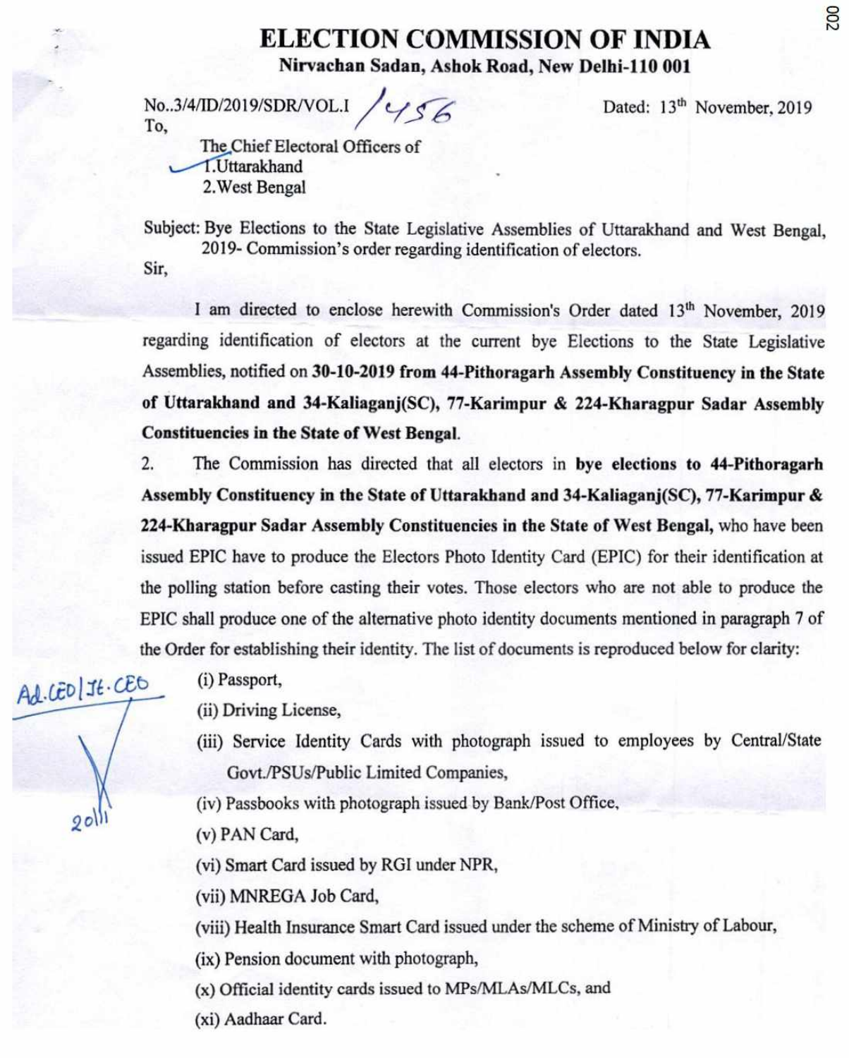# ELECTION COMMISSION OF INDIA

**Nirvachan Sadan, Ashok Road, New Delhi-110 001**

No..3/4/ID/2019/SDR/VOL.I /456

Dated: 13th November, 2019

To,

The Chief Electoral Officers of
1. Uttarakhand
2. West Bengal

Subject: Bye Elections to the State Legislative Assemblies of Uttarakhand and West Bengal, 2019- Commission's order regarding identification of electors.

Sir,

I am directed to enclose herewith Commission's Order dated 13th November, 2019 regarding identification of electors at the current bye Elections to the State Legislative Assemblies, notified on **30-10-2019 from 44-Pithoragarh Assembly Constituency in the State of Uttarakhand and 34-Kaliaganj(SC), 77-Karimpur & 224-Kharagpur Sadar Assembly Constituencies in the State of West Bengal.**

2. The Commission has directed that all electors in **bye elections to 44-Pithoragarh Assembly Constituency in the State of Uttarakhand and 34-Kaliaganj(SC), 77-Karimpur & 224-Kharagpur Sadar Assembly Constituencies in the State of West Bengal,** who have been issued EPIC have to produce the Electors Photo Identity Card (EPIC) for their identification at the polling station before casting their votes. Those electors who are not able to produce the EPIC shall produce one of the alternative photo identity documents mentioned in paragraph 7 of the Order for establishing their identity. The list of documents is reproduced below for clarity:

Ad.CEO/Jt.CEO
20/11

(i) Passport,

(ii) Driving License,

(iii) Service Identity Cards with photograph issued to employees by Central/State Govt./PSUs/Public Limited Companies,

(iv) Passbooks with photograph issued by Bank/Post Office,

(v) PAN Card,

(vi) Smart Card issued by RGI under NPR,

(vii) MNREGA Job Card,

(viii) Health Insurance Smart Card issued under the scheme of Ministry of Labour,

(ix) Pension document with photograph,

(x) Official identity cards issued to MPs/MLAs/MLCs, and

(xi) Aadhaar Card.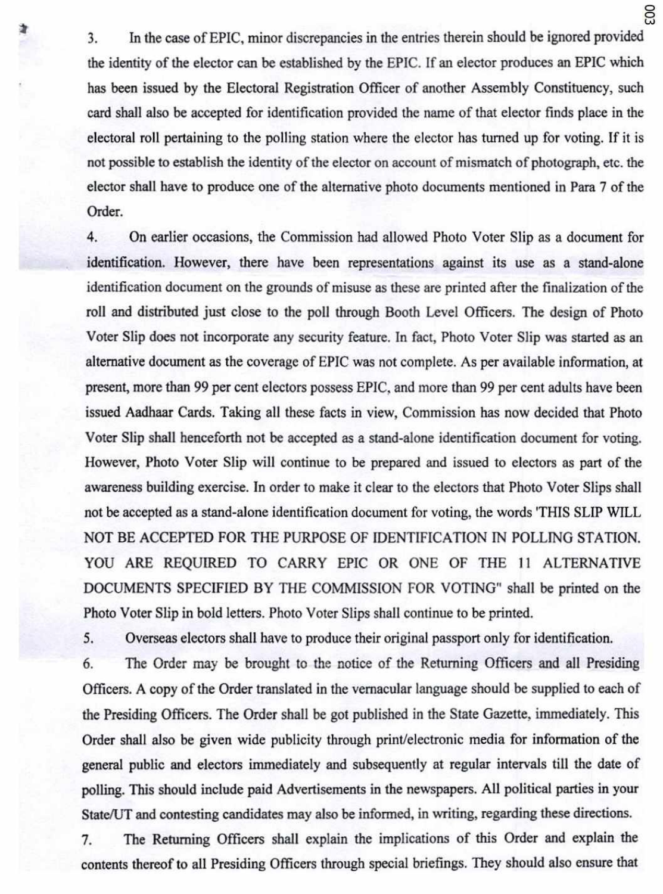3. In the case of EPIC, minor discrepancies in the entries therein should be ignored provided the identity of the elector can be established by the EPIC. If an elector produces an EPIC which has been issued by the Electoral Registration Officer of another Assembly Constituency, such card shall also be accepted for identification provided the name of that elector finds place in the electoral roll pertaining to the polling station where the elector has turned up for voting. If it is not possible to establish the identity of the elector on account of mismatch of photograph, etc. the elector shall have to produce one of the alternative photo documents mentioned in Para 7 of the Order.

4. On earlier occasions, the Commission had allowed Photo Voter Slip as a document for identification. However, there have been representations against its use as a stand-alone identification document on the grounds of misuse as these are printed after the finalization of the roll and distributed just close to the poll through Booth Level Officers. The design of Photo Voter Slip does not incorporate any security feature. In fact, Photo Voter Slip was started as an alternative document as the coverage of EPIC was not complete. As per available information, at present, more than 99 per cent electors possess EPIC, and more than 99 per cent adults have been issued Aadhaar Cards. Taking all these facts in view, Commission has now decided that Photo Voter Slip shall henceforth not be accepted as a stand-alone identification document for voting. However, Photo Voter Slip will continue to be prepared and issued to electors as part of the awareness building exercise. In order to make it clear to the electors that Photo Voter Slips shall not be accepted as a stand-alone identification document for voting, the words 'THIS SLIP WILL NOT BE ACCEPTED FOR THE PURPOSE OF IDENTIFICATION IN POLLING STATION. YOU ARE REQUIRED TO CARRY EPIC OR ONE OF THE 11 ALTERNATIVE DOCUMENTS SPECIFIED BY THE COMMISSION FOR VOTING" shall be printed on the Photo Voter Slip in bold letters. Photo Voter Slips shall continue to be printed.

5. Overseas electors shall have to produce their original passport only for identification.

6. The Order may be brought to the notice of the Returning Officers and all Presiding Officers. A copy of the Order translated in the vernacular language should be supplied to each of the Presiding Officers. The Order shall be got published in the State Gazette, immediately. This Order shall also be given wide publicity through print/electronic media for information of the general public and electors immediately and subsequently at regular intervals till the date of polling. This should include paid Advertisements in the newspapers. All political parties in your State/UT and contesting candidates may also be informed, in writing, regarding these directions.

7. The Returning Officers shall explain the implications of this Order and explain the contents thereof to all Presiding Officers through special briefings. They should also ensure that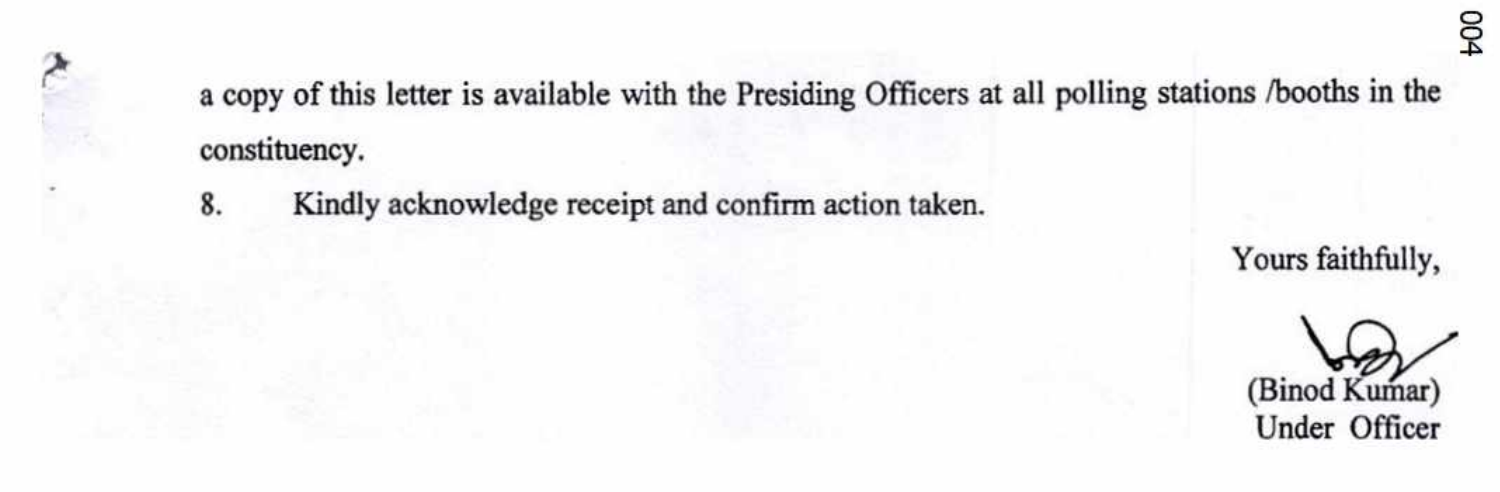a copy of this letter is available with the Presiding Officers at all polling stations /booths in the constituency.

8. Kindly acknowledge receipt and confirm action taken.

Yours faithfully,

(Binod Kumar)
Under Officer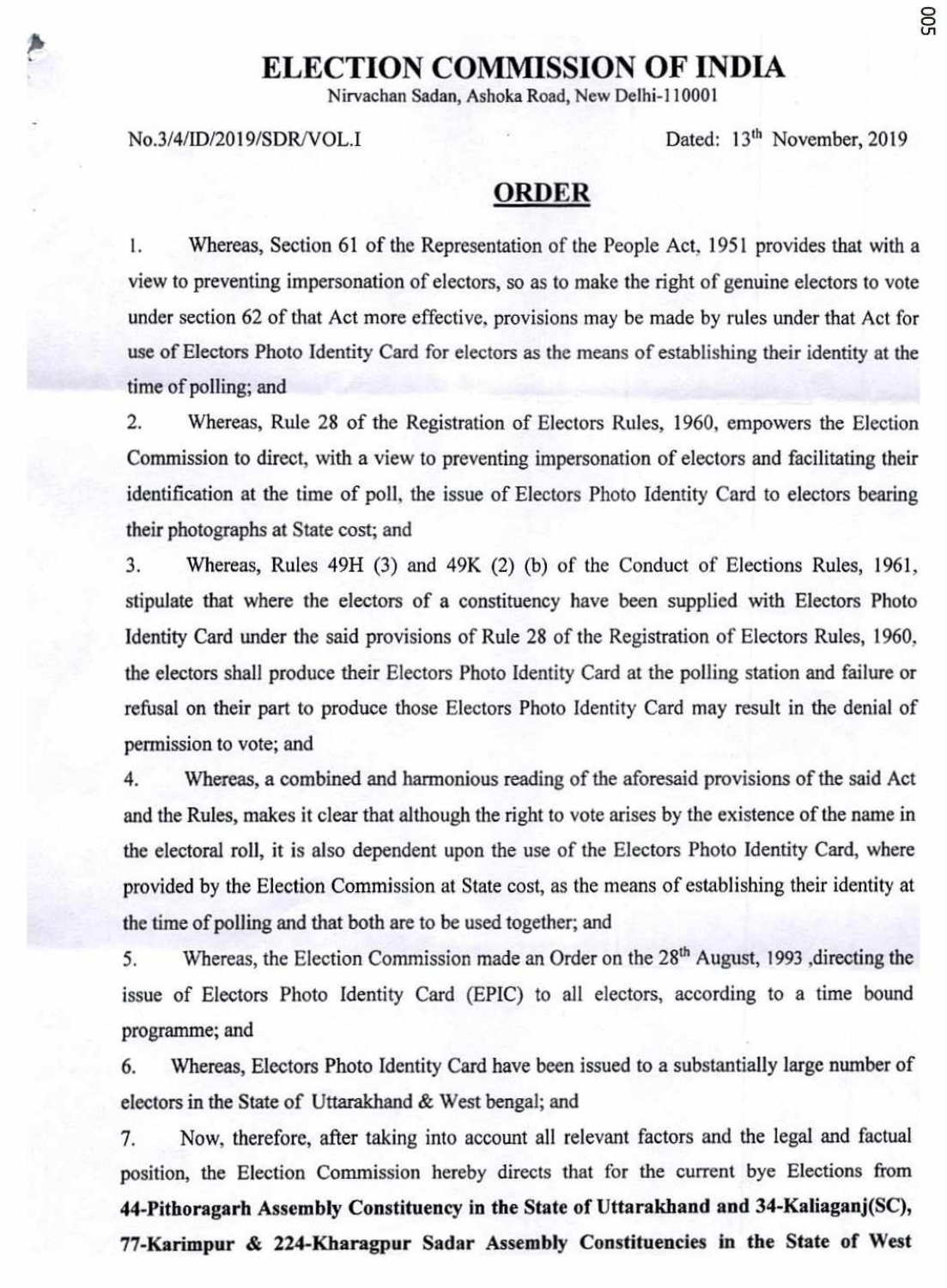# ELECTION COMMISSION OF INDIA

Nirvachan Sadan, Ashoka Road, New Delhi-110001

No.3/4/ID/2019/SDR/VOL.I

Dated: 13th November, 2019

## ORDER

1. Whereas, Section 61 of the Representation of the People Act, 1951 provides that with a view to preventing impersonation of electors, so as to make the right of genuine electors to vote under section 62 of that Act more effective, provisions may be made by rules under that Act for use of Electors Photo Identity Card for electors as the means of establishing their identity at the time of polling; and

2. Whereas, Rule 28 of the Registration of Electors Rules, 1960, empowers the Election Commission to direct, with a view to preventing impersonation of electors and facilitating their identification at the time of poll, the issue of Electors Photo Identity Card to electors bearing their photographs at State cost; and

3. Whereas, Rules 49H (3) and 49K (2) (b) of the Conduct of Elections Rules, 1961, stipulate that where the electors of a constituency have been supplied with Electors Photo Identity Card under the said provisions of Rule 28 of the Registration of Electors Rules, 1960, the electors shall produce their Electors Photo Identity Card at the polling station and failure or refusal on their part to produce those Electors Photo Identity Card may result in the denial of permission to vote; and

4. Whereas, a combined and harmonious reading of the aforesaid provisions of the said Act and the Rules, makes it clear that although the right to vote arises by the existence of the name in the electoral roll, it is also dependent upon the use of the Electors Photo Identity Card, where provided by the Election Commission at State cost, as the means of establishing their identity at the time of polling and that both are to be used together; and

5. Whereas, the Election Commission made an Order on the 28th August, 1993 ,directing the issue of Electors Photo Identity Card (EPIC) to all electors, according to a time bound programme; and

6. Whereas, Electors Photo Identity Card have been issued to a substantially large number of electors in the State of Uttarakhand & West bengal; and

7. Now, therefore, after taking into account all relevant factors and the legal and factual position, the Election Commission hereby directs that for the current bye Elections from **44-Pithoragarh Assembly Constituency in the State of Uttarakhand and 34-Kaliaganj(SC), 77-Karimpur & 224-Kharagpur Sadar Assembly Constituencies in the State of West**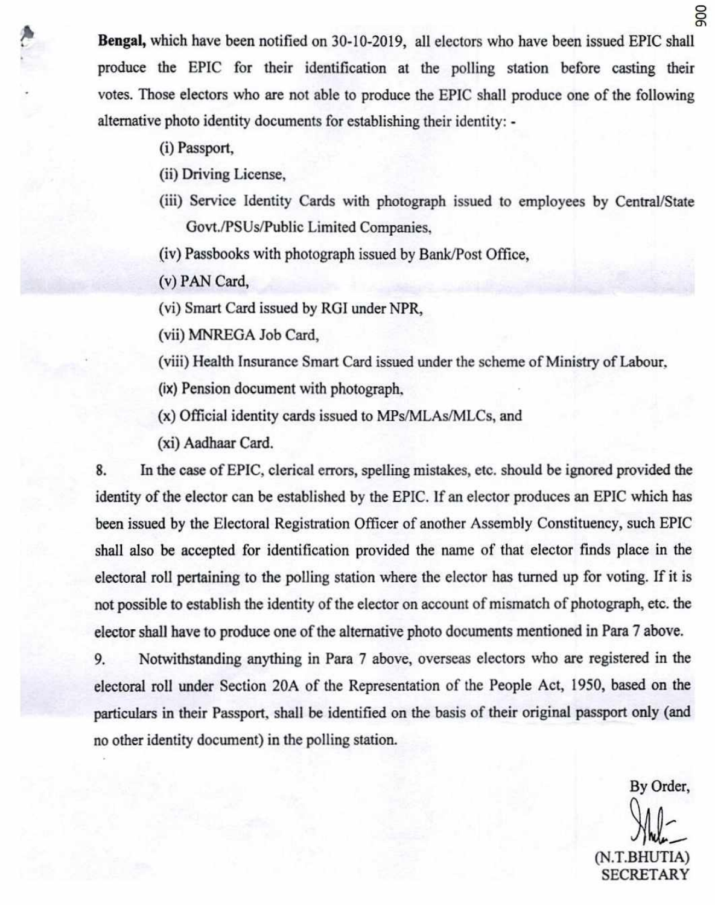**Bengal,** which have been notified on 30-10-2019, all electors who have been issued EPIC shall produce the EPIC for their identification at the polling station before casting their votes. Those electors who are not able to produce the EPIC shall produce one of the following alternative photo identity documents for establishing their identity: -

(i) Passport,

(ii) Driving License,

(iii) Service Identity Cards with photograph issued to employees by Central/State Govt./PSUs/Public Limited Companies,

(iv) Passbooks with photograph issued by Bank/Post Office,

(v) PAN Card,

(vi) Smart Card issued by RGI under NPR,

(vii) MNREGA Job Card,

(viii) Health Insurance Smart Card issued under the scheme of Ministry of Labour,

(ix) Pension document with photograph,

(x) Official identity cards issued to MPs/MLAs/MLCs, and

(xi) Aadhaar Card.

8. In the case of EPIC, clerical errors, spelling mistakes, etc. should be ignored provided the identity of the elector can be established by the EPIC. If an elector produces an EPIC which has been issued by the Electoral Registration Officer of another Assembly Constituency, such EPIC shall also be accepted for identification provided the name of that elector finds place in the electoral roll pertaining to the polling station where the elector has turned up for voting. If it is not possible to establish the identity of the elector on account of mismatch of photograph, etc. the elector shall have to produce one of the alternative photo documents mentioned in Para 7 above.

9. Notwithstanding anything in Para 7 above, overseas electors who are registered in the electoral roll under Section 20A of the Representation of the People Act, 1950, based on the particulars in their Passport, shall be identified on the basis of their original passport only (and no other identity document) in the polling station.

By Order,

(N.T.BHUTIA)
SECRETARY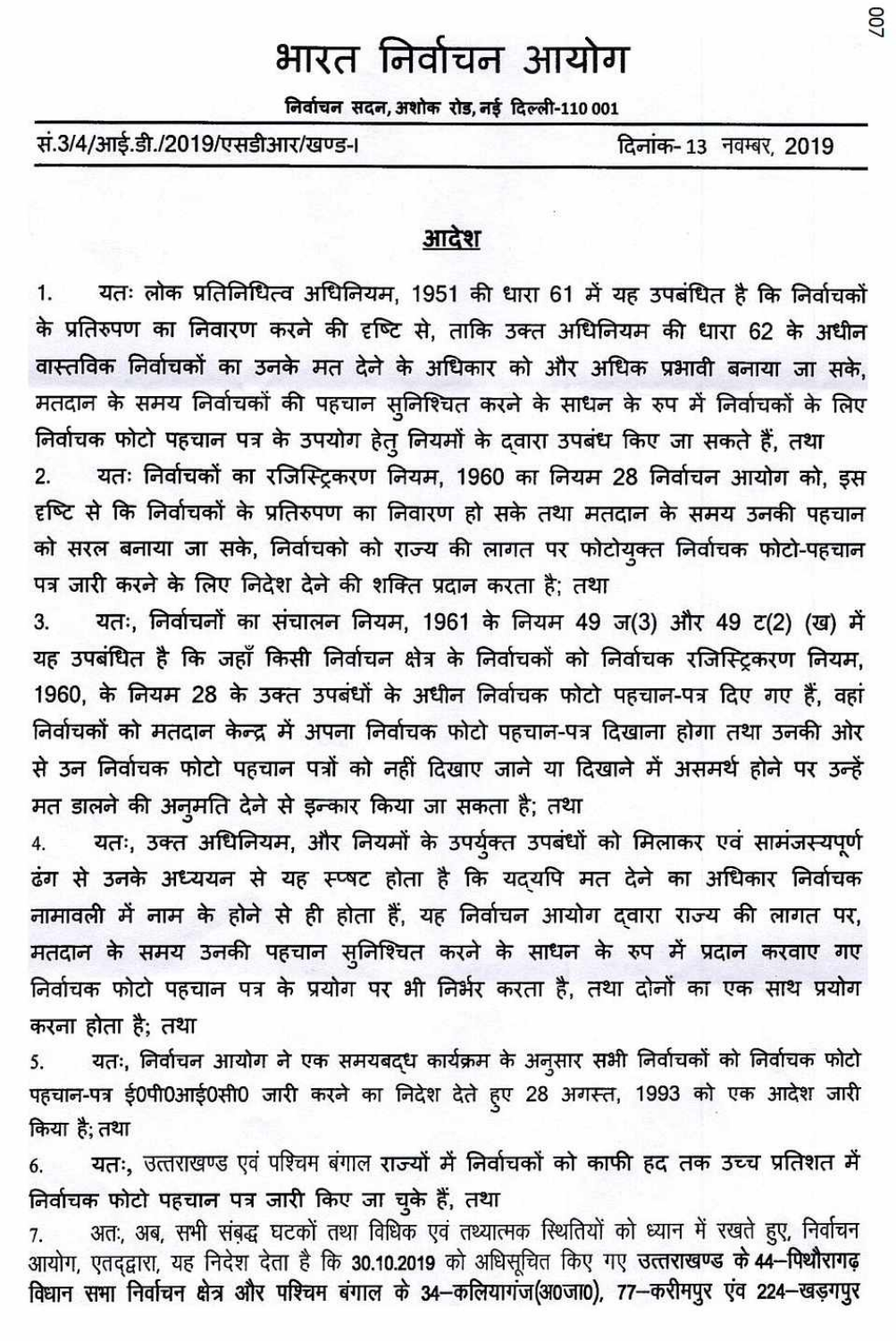# भारत निर्वाचन आयोग

**निर्वाचन सदन, अशोक रोड, नई दिल्ली-110 001**

सं.3/4/आई.डी./2019/एसडीआर/खण्ड-। दिनांक- 13 नवम्बर, 2019

## आदेश

1. यतः लोक प्रतिनिधित्व अधिनियम, 1951 की धारा 61 में यह उपबंधित है कि निर्वाचकों के प्रतिरुपण का निवारण करने की दृष्टि से, ताकि उक्त अधिनियम की धारा 62 के अधीन वास्तविक निर्वाचकों का उनके मत देने के अधिकार को और अधिक प्रभावी बनाया जा सके, मतदान के समय निर्वाचकों की पहचान सुनिश्चित करने के साधन के रुप में निर्वाचकों के लिए निर्वाचक फोटो पहचान पत्र के उपयोग हेतु नियमों के द्वारा उपबंध किए जा सकते हैं, तथा

2. यतः निर्वाचकों का रजिस्ट्रिकरण नियम, 1960 का नियम 28 निर्वाचन आयोग को, इस दृष्टि से कि निर्वाचकों के प्रतिरुपण का निवारण हो सके तथा मतदान के समय उनकी पहचान को सरल बनाया जा सके, निर्वाचको को राज्य की लागत पर फोटोयुक्त निर्वाचक फोटो-पहचान पत्र जारी करने के लिए निदेश देने की शक्ति प्रदान करता है; तथा

3. यतः, निर्वाचनों का संचालन नियम, 1961 के नियम 49 ज(3) और 49 ट(2) (ख) में यह उपबंधित है कि जहाँ किसी निर्वाचन क्षेत्र के निर्वाचकों को निर्वाचक रजिस्ट्रिकरण नियम, 1960, के नियम 28 के उक्त उपबंधों के अधीन निर्वाचक फोटो पहचान-पत्र दिए गए हैं, वहां निर्वाचकों को मतदान केन्द्र में अपना निर्वाचक फोटो पहचान-पत्र दिखाना होगा तथा उनकी ओर से उन निर्वाचक फोटो पहचान पत्रों को नहीं दिखाए जाने या दिखाने में असमर्थ होने पर उन्हें मत डालने की अनुमति देने से इन्कार किया जा सकता है; तथा

4. यतः, उक्त अधिनियम, और नियमों के उपर्युक्त उपबंधों को मिलाकर एवं सामंजस्यपूर्ण ढंग से उनके अध्ययन से यह स्पष्ट होता है कि यद्यपि मत देने का अधिकार निर्वाचक नामावली में नाम के होने से ही होता हैं, यह निर्वाचन आयोग द्वारा राज्य की लागत पर, मतदान के समय उनकी पहचान सुनिश्चित करने के साधन के रुप में प्रदान करवाए गए निर्वाचक फोटो पहचान पत्र के प्रयोग पर भी निर्भर करता है, तथा दोनों का एक साथ प्रयोग करना होता है; तथा

5. यतः, निर्वाचन आयोग ने एक समयबद्ध कार्यक्रम के अनुसार सभी निर्वाचकों को निर्वाचक फोटो पहचान-पत्र ई0पी0आई0सी0 जारी करने का निदेश देते हुए 28 अगस्त, 1993 को एक आदेश जारी किया है; तथा

6. यतः, उत्तराखण्ड एवं पश्चिम बंगाल राज्यों में निर्वाचकों को काफी हद तक उच्च प्रतिशत में निर्वाचक फोटो पहचान पत्र जारी किए जा चुके हैं, तथा

7. अतः, अब, सभी संबद्ध घटकों तथा विधिक एवं तथ्यात्मक स्थितियों को ध्यान में रखते हुए, निर्वाचन आयोग, एतद्द्वारा, यह निदेश देता है कि **30.10.2019** को अधिसूचित किए गए **उत्तराखण्ड के 44–पिथौरागढ़ विधान सभा निर्वाचन क्षेत्र और पश्चिम बंगाल के 34–कलियागंज(अ0जा0), 77–करीमपुर एंव 224–खड़गपुर**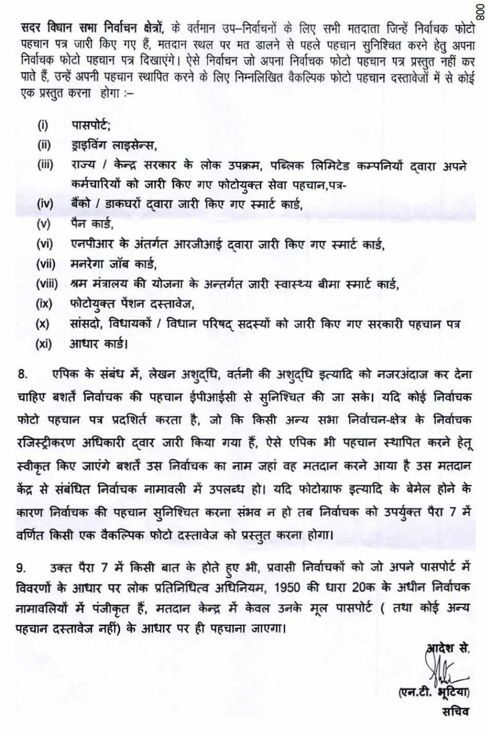**सदर विधान सभा निर्वाचन क्षेत्रों**, के वर्तमान उप–निर्वाचनों के लिए सभी मतदाता जिन्हें निर्वाचक फोटो पहचान पत्र जारी किए गए हैं, मतदान स्थल पर मत डालने से पहले पहचान सुनिश्चित करने हेतु अपना निर्वाचक फोटो पहचान पत्र दिखाएंगे। ऐसे निर्वाचन जो अपना निर्वाचक फोटो पहचान पत्र प्रस्तुत नहीं कर पाते हैं, उन्हें अपनी पहचान स्थापित करने के लिए निम्नलिखित वैकल्पिक फोटो पहचान दस्तावेजों में से कोई एक प्रस्तुत करना होगा :–

(i) पासपोर्ट;

(ii) ड्राइविंग लाइसेन्स,

(iii) राज्य / केन्द्र सरकार के लोक उपक्रम, पब्लिक लिमिटेड कम्पनियों द्वारा अपने कर्मचारियों को जारी किए गए फोटोयुक्त सेवा पहचान,पत्र-

(iv) बैंको / डाकघरों द्वारा जारी किए गए स्मार्ट कार्ड,

(v) पैन कार्ड,

(vi) एनपीआर के अंतर्गत आरजीआई द्वारा जारी किए गए स्मार्ट कार्ड,

(vii) मनरेगा जॉब कार्ड,

(viii) श्रम मंत्रालय की योजना के अन्तर्गत जारी स्वास्थ्य बीमा स्मार्ट कार्ड,

(ix) फोटोयुक्त पेंशन दस्तावेज,

(x) सांसदो, विधायकों / विधान परिषद् सदस्यों को जारी किए गए सरकारी पहचान पत्र

(xi) आधार कार्ड।

8. एपिक के संबंध में, लेखन अशुद्धि, वर्तनी की अशुद्धि इत्यादि को नजरअंदाज कर देना चाहिए बशर्ते निर्वाचक की पहचान ईपीआईसी से सुनिश्चित की जा सके। यदि कोई निर्वाचक फोटो पहचान पत्र प्रदर्शित करता है, जो कि किसी अन्य सभा निर्वाचन-क्षेत्र के निर्वाचक रजिस्ट्रीकरण अधिकारी द्वार जारी किया गया हैं, ऐसे एपिक भी पहचान स्थापित करने हेतू स्वीकृत किए जाएंगे बशर्ते उस निर्वाचक का नाम जहां वह मतदान करने आया है उस मतदान केंद्र से संबंधित निर्वाचक नामावली में उपलब्ध हो। यदि फोटोग्राफ इत्यादि के बेमेल होने के कारण निर्वाचक की पहचान सुनिश्चित करना संभव न हो तब निर्वाचक को उपर्युक्त पैरा 7 में वर्णित किसी एक वैकल्पिक फोटो दस्तावेज को प्रस्तुत करना होगा।

9. उक्त पैरा 7 में किसी बात के होते हुए भी, प्रवासी निर्वाचकों को जो अपने पासपोर्ट में विवरणों के आधार पर लोक प्रतिनिधित्व अधिनियम, 1950 की धारा 20क के अधीन निर्वाचक नामावलियों में पंजीकृत हैं, मतदान केन्द्र में केवल उनके मूल पासपोर्ट ( तथा कोई अन्य पहचान दस्तावेज नहीं) के आधार पर ही पहचाना जाएगा।

आदेश से,

(एन.टी. भूटिया)

सचिव